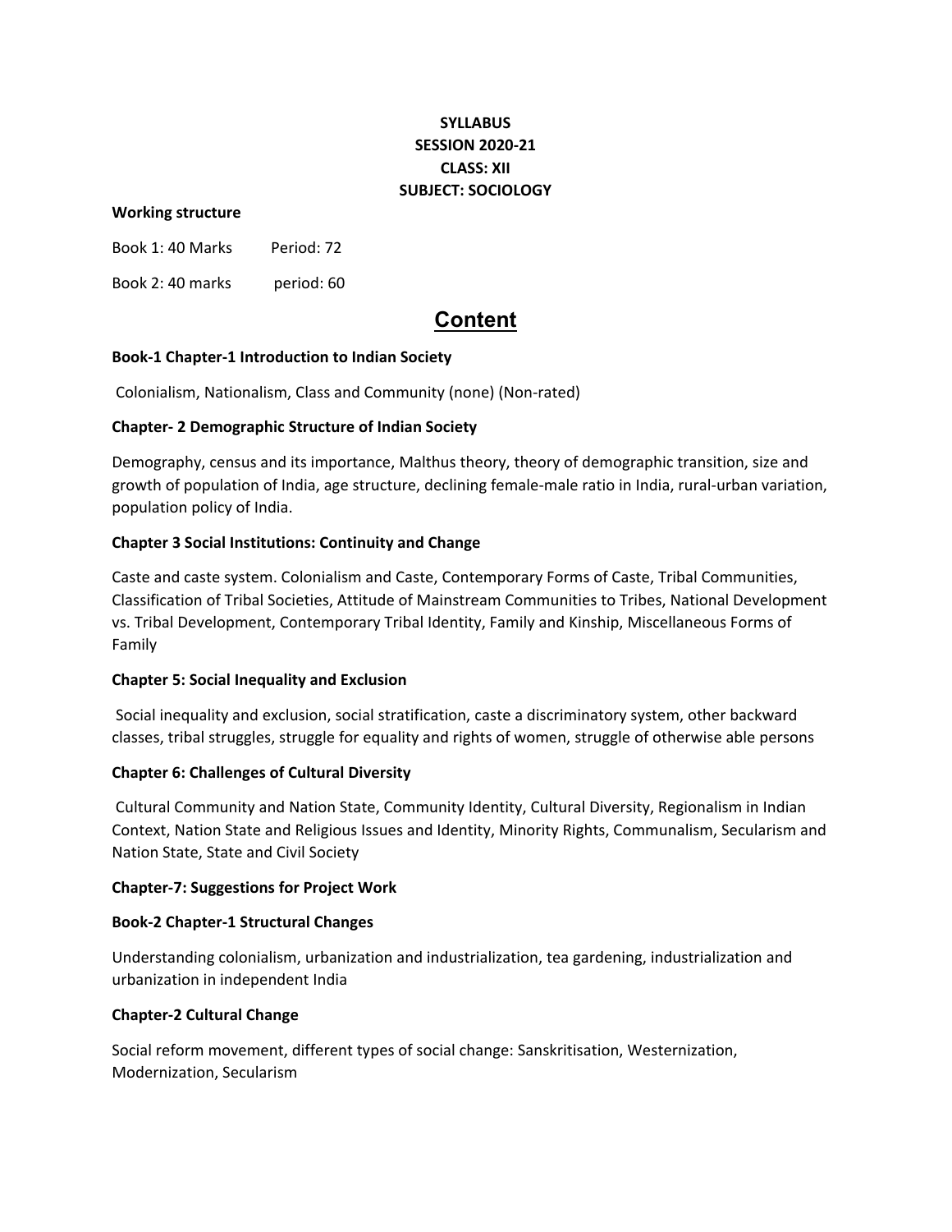**SYLLABUS**
**SESSION 2020-21**
**CLASS: XII**
**SUBJECT: SOCIOLOGY**

**Working structure**

Book 1: 40 Marks Period: 72

Book 2: 40 marks period: 60

# Content

**Book-1 Chapter-1 Introduction to Indian Society**

Colonialism, Nationalism, Class and Community (none) (Non-rated)

**Chapter- 2 Demographic Structure of Indian Society**

Demography, census and its importance, Malthus theory, theory of demographic transition, size and growth of population of India, age structure, declining female-male ratio in India, rural-urban variation, population policy of India.

**Chapter 3 Social Institutions: Continuity and Change**

Caste and caste system. Colonialism and Caste, Contemporary Forms of Caste, Tribal Communities, Classification of Tribal Societies, Attitude of Mainstream Communities to Tribes, National Development vs. Tribal Development, Contemporary Tribal Identity, Family and Kinship, Miscellaneous Forms of Family

**Chapter 5: Social Inequality and Exclusion**

Social inequality and exclusion, social stratification, caste a discriminatory system, other backward classes, tribal struggles, struggle for equality and rights of women, struggle of otherwise able persons

**Chapter 6: Challenges of Cultural Diversity**

Cultural Community and Nation State, Community Identity, Cultural Diversity, Regionalism in Indian Context, Nation State and Religious Issues and Identity, Minority Rights, Communalism, Secularism and Nation State, State and Civil Society

**Chapter-7: Suggestions for Project Work**

**Book-2 Chapter-1 Structural Changes**

Understanding colonialism, urbanization and industrialization, tea gardening, industrialization and urbanization in independent India

**Chapter-2 Cultural Change**

Social reform movement, different types of social change: Sanskritisation, Westernization, Modernization, Secularism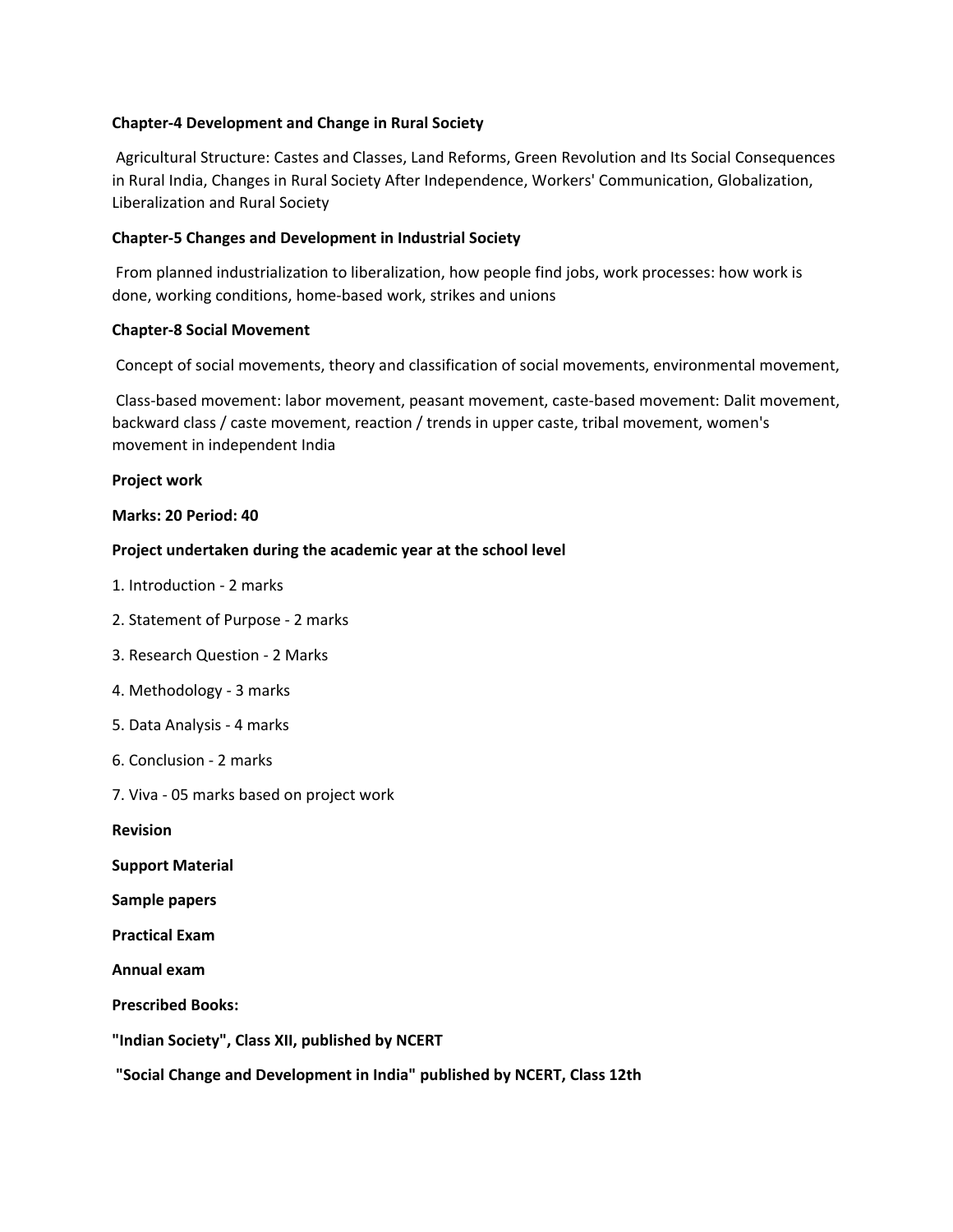**Chapter-4 Development and Change in Rural Society**

Agricultural Structure: Castes and Classes, Land Reforms, Green Revolution and Its Social Consequences in Rural India, Changes in Rural Society After Independence, Workers' Communication, Globalization, Liberalization and Rural Society

**Chapter-5 Changes and Development in Industrial Society**

From planned industrialization to liberalization, how people find jobs, work processes: how work is done, working conditions, home-based work, strikes and unions

**Chapter-8 Social Movement**

Concept of social movements, theory and classification of social movements, environmental movement,

Class-based movement: labor movement, peasant movement, caste-based movement: Dalit movement, backward class / caste movement, reaction / trends in upper caste, tribal movement, women's movement in independent India

**Project work**

**Marks: 20 Period: 40**

**Project undertaken during the academic year at the school level**

1. Introduction - 2 marks
2. Statement of Purpose - 2 marks
3. Research Question - 2 Marks
4. Methodology - 3 marks
5. Data Analysis - 4 marks
6. Conclusion - 2 marks
7. Viva - 05 marks based on project work

**Revision**

**Support Material**

**Sample papers**

**Practical Exam**

**Annual exam**

**Prescribed Books:**

**"Indian Society", Class XII, published by NCERT**

**"Social Change and Development in India" published by NCERT, Class 12th**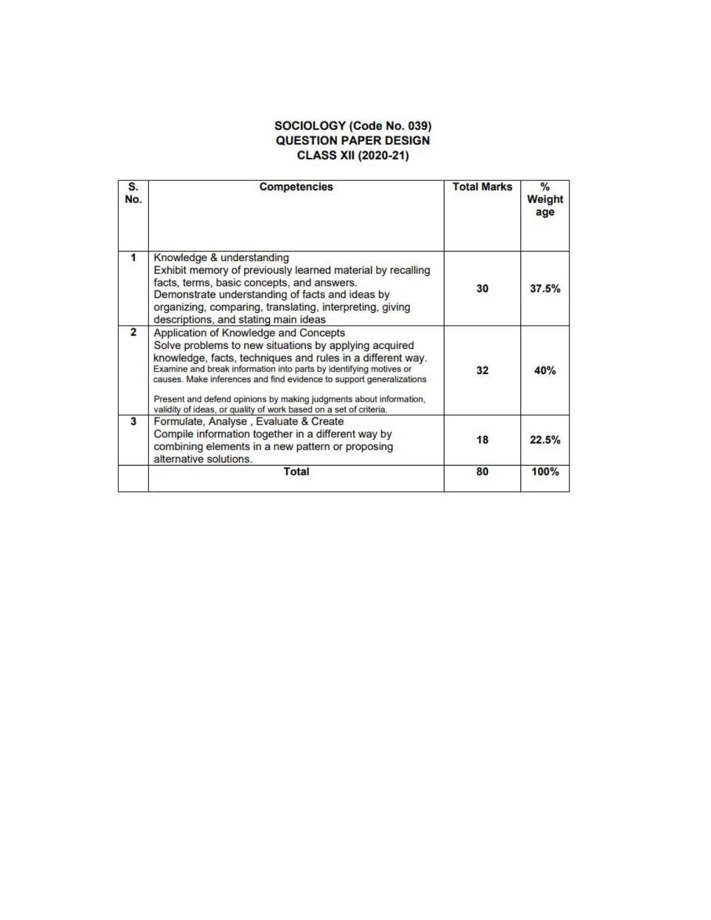# SOCIOLOGY (Code No. 039)
## QUESTION PAPER DESIGN
## CLASS XII (2020-21)

| S. No. | Competencies | Total Marks | % Weight age |
|---|---|---|---|
| 1 | Knowledge & understanding<br>Exhibit memory of previously learned material by recalling facts, terms, basic concepts, and answers.<br>Demonstrate understanding of facts and ideas by organizing, comparing, translating, interpreting, giving descriptions, and stating main ideas | 30 | 37.5% |
| 2 | Application of Knowledge and Concepts<br>Solve problems to new situations by applying acquired knowledge, facts, techniques and rules in a different way.<br>Examine and break information into parts by identifying motives or causes. Make inferences and find evidence to support generalizations<br><br>Present and defend opinions by making judgments about information, validity of ideas, or quality of work based on a set of criteria. | 32 | 40% |
| 3 | Formulate, Analyse , Evaluate & Create<br>Compile information together in a different way by combining elements in a new pattern or proposing alternative solutions. | 18 | 22.5% |
| | **Total** | **80** | **100%** |